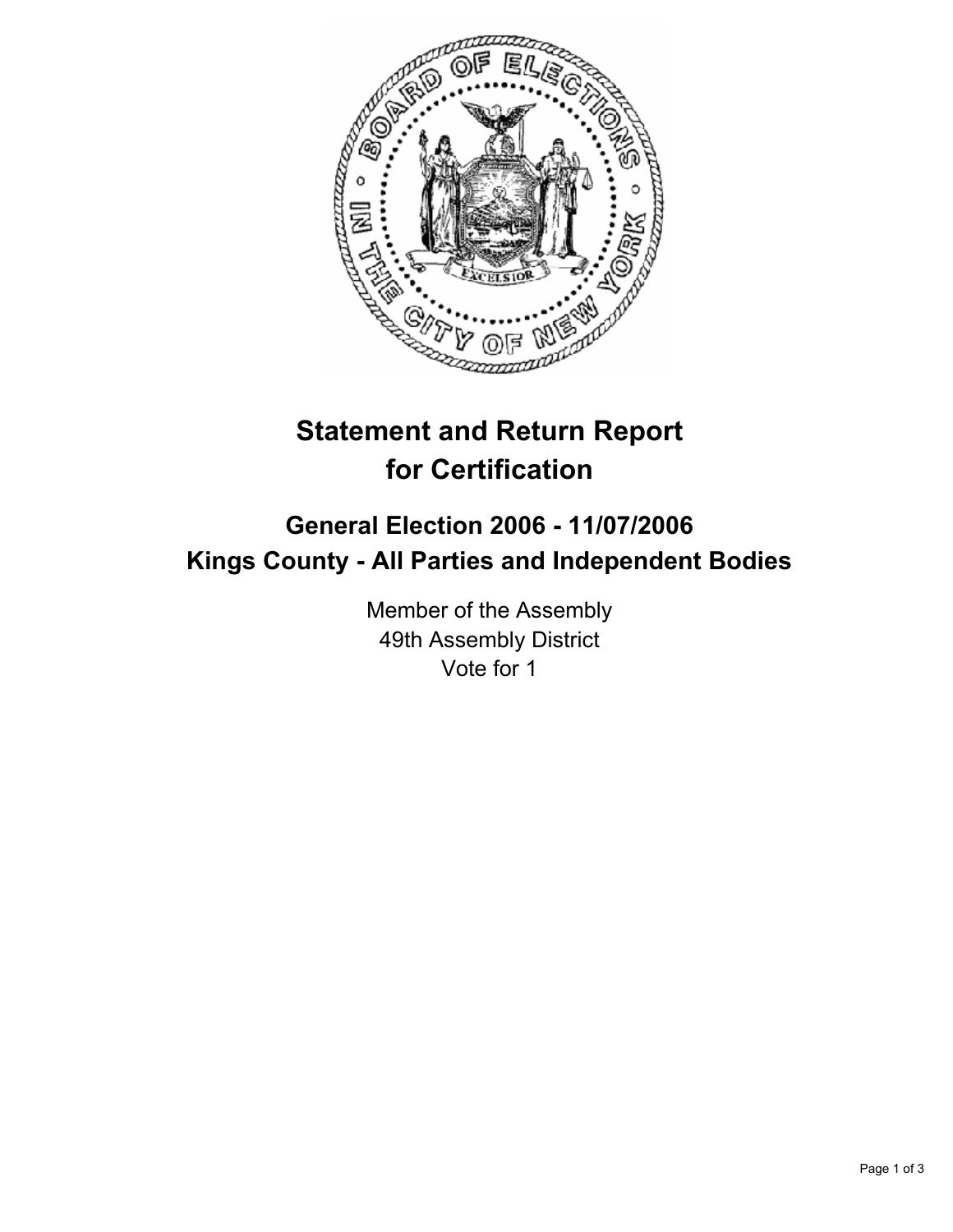# Statement and Return Report for Certification

## General Election 2006 - 11/07/2006
## Kings County - All Parties and Independent Bodies

Member of the Assembly
49th Assembly District
Vote for 1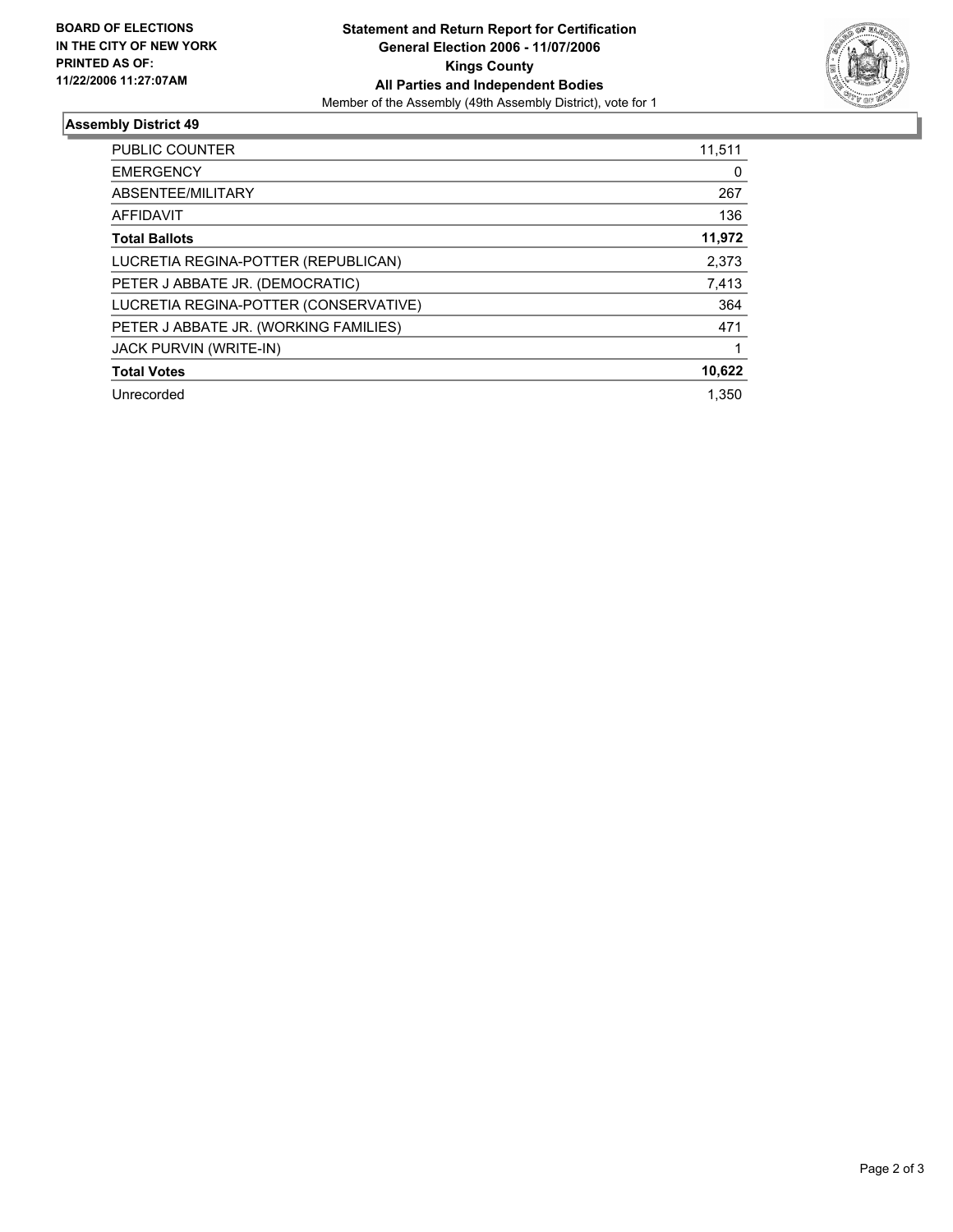**BOARD OF ELECTIONS IN THE CITY OF NEW YORK PRINTED AS OF: 11/22/2006 11:27:07AM**

# Statement and Return Report for Certification
## General Election 2006 - 11/07/2006
## Kings County
## All Parties and Independent Bodies

Member of the Assembly (49th Assembly District), vote for 1

### Assembly District 49

| | |
|---|---|
| PUBLIC COUNTER | 11,511 |
| EMERGENCY | 0 |
| ABSENTEE/MILITARY | 267 |
| AFFIDAVIT | 136 |
| **Total Ballots** | **11,972** |
| LUCRETIA REGINA-POTTER (REPUBLICAN) | 2,373 |
| PETER J ABBATE JR. (DEMOCRATIC) | 7,413 |
| LUCRETIA REGINA-POTTER (CONSERVATIVE) | 364 |
| PETER J ABBATE JR. (WORKING FAMILIES) | 471 |
| JACK PURVIN (WRITE-IN) | 1 |
| **Total Votes** | **10,622** |
| Unrecorded | 1,350 |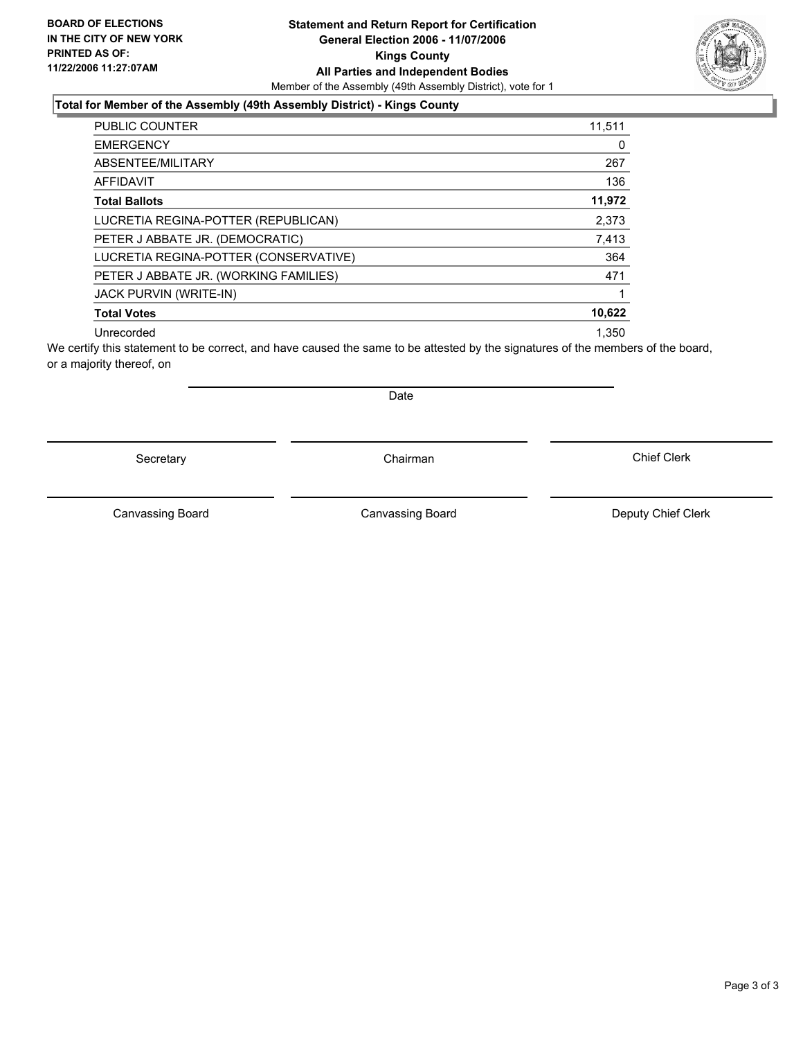**BOARD OF ELECTIONS IN THE CITY OF NEW YORK PRINTED AS OF: 11/22/2006 11:27:07AM**

# Statement and Return Report for Certification General Election 2006 - 11/07/2006 Kings County All Parties and Independent Bodies

Member of the Assembly (49th Assembly District), vote for 1

## Total for Member of the Assembly (49th Assembly District) - Kings County

| | |
|---|---|
| PUBLIC COUNTER | 11,511 |
| EMERGENCY | 0 |
| ABSENTEE/MILITARY | 267 |
| AFFIDAVIT | 136 |
| **Total Ballots** | **11,972** |
| LUCRETIA REGINA-POTTER (REPUBLICAN) | 2,373 |
| PETER J ABBATE JR. (DEMOCRATIC) | 7,413 |
| LUCRETIA REGINA-POTTER (CONSERVATIVE) | 364 |
| PETER J ABBATE JR. (WORKING FAMILIES) | 471 |
| JACK PURVIN (WRITE-IN) | 1 |
| **Total Votes** | **10,622** |
| Unrecorded | 1,350 |

We certify this statement to be correct, and have caused the same to be attested by the signatures of the members of the board, or a majority thereof, on

Date

Secretary

Chairman

Chief Clerk

Canvassing Board

Canvassing Board

Deputy Chief Clerk